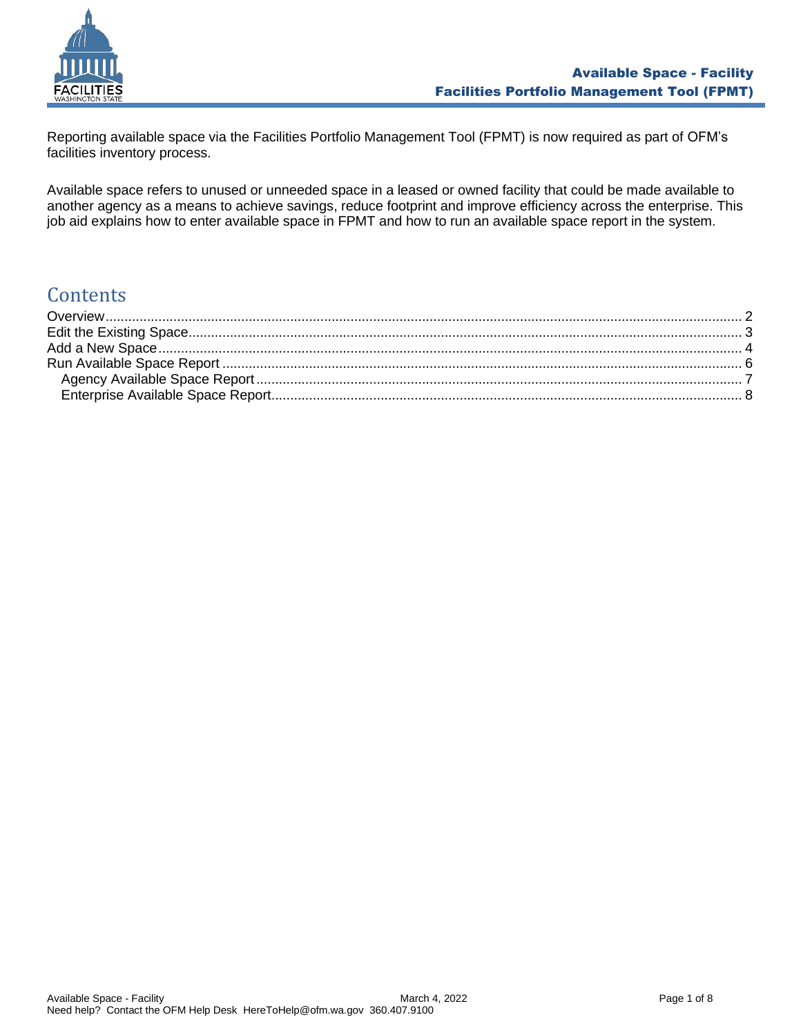# Available Space - Facility
## Facilities Portfolio Management Tool (FPMT)

Reporting available space via the Facilities Portfolio Management Tool (FPMT) is now required as part of OFM's facilities inventory process.

Available space refers to unused or unneeded space in a leased or owned facility that could be made available to another agency as a means to achieve savings, reduce footprint and improve efficiency across the enterprise. This job aid explains how to enter available space in FPMT and how to run an available space report in the system.

## Contents

- Overview ..... 2
- Edit the Existing Space ..... 3
- Add a New Space ..... 4
- Run Available Space Report ..... 6
  - Agency Available Space Report ..... 7
  - Enterprise Available Space Report ..... 8

Need help? Contact the OFM Help Desk HereToHelp@ofm.wa.gov 360.407.9100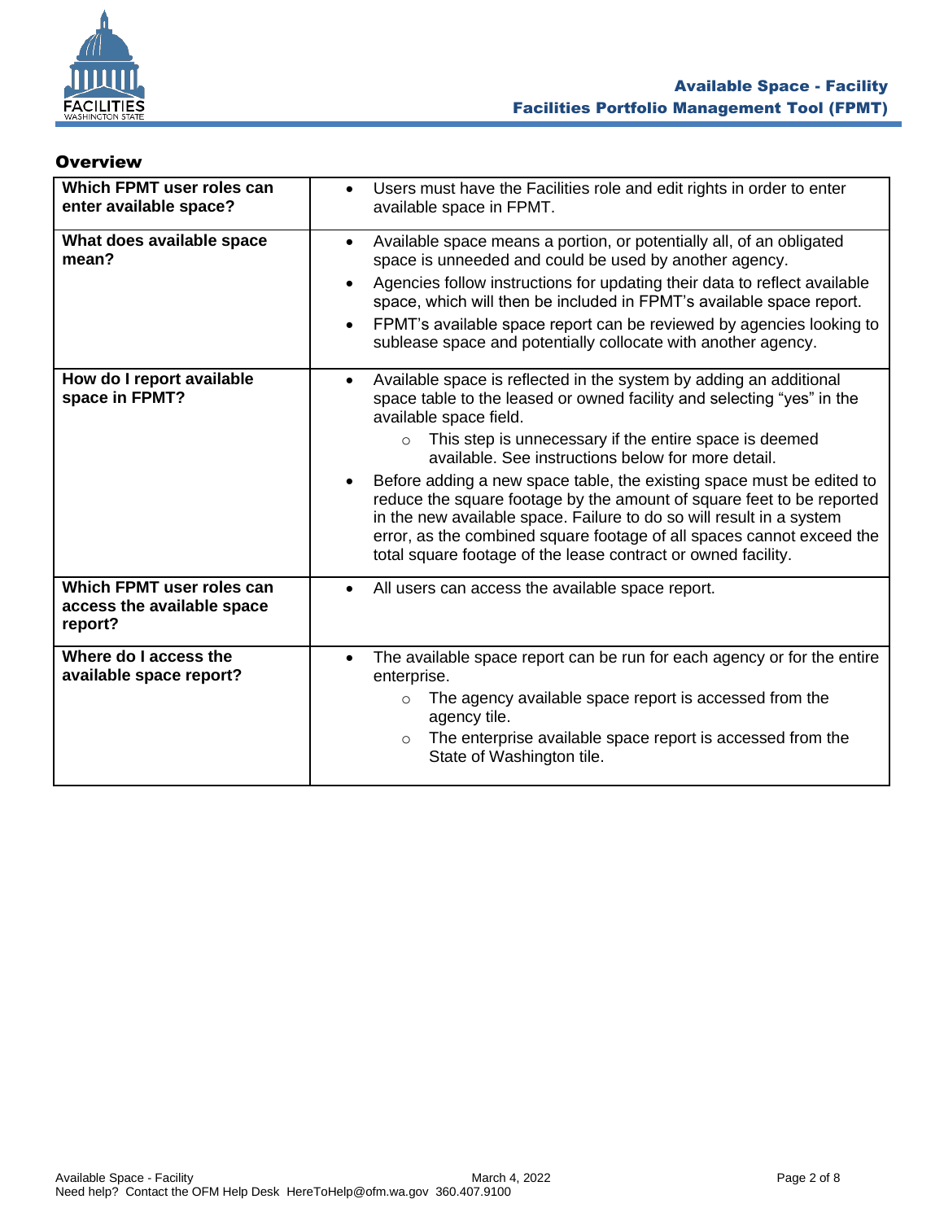## Overview

| | |
|---|---|
| **Which FPMT user roles can enter available space?** | • Users must have the Facilities role and edit rights in order to enter available space in FPMT. |
| **What does available space mean?** | • Available space means a portion, or potentially all, of an obligated space is unneeded and could be used by another agency.<br>• Agencies follow instructions for updating their data to reflect available space, which will then be included in FPMT's available space report.<br>• FPMT's available space report can be reviewed by agencies looking to sublease space and potentially collocate with another agency. |
| **How do I report available space in FPMT?** | • Available space is reflected in the system by adding an additional space table to the leased or owned facility and selecting "yes" in the available space field.<br>  ○ This step is unnecessary if the entire space is deemed available. See instructions below for more detail.<br>• Before adding a new space table, the existing space must be edited to reduce the square footage by the amount of square feet to be reported in the new available space. Failure to do so will result in a system error, as the combined square footage of all spaces cannot exceed the total square footage of the lease contract or owned facility. |
| **Which FPMT user roles can access the available space report?** | • All users can access the available space report. |
| **Where do I access the available space report?** | • The available space report can be run for each agency or for the entire enterprise.<br>  ○ The agency available space report is accessed from the agency tile.<br>  ○ The enterprise available space report is accessed from the State of Washington tile. |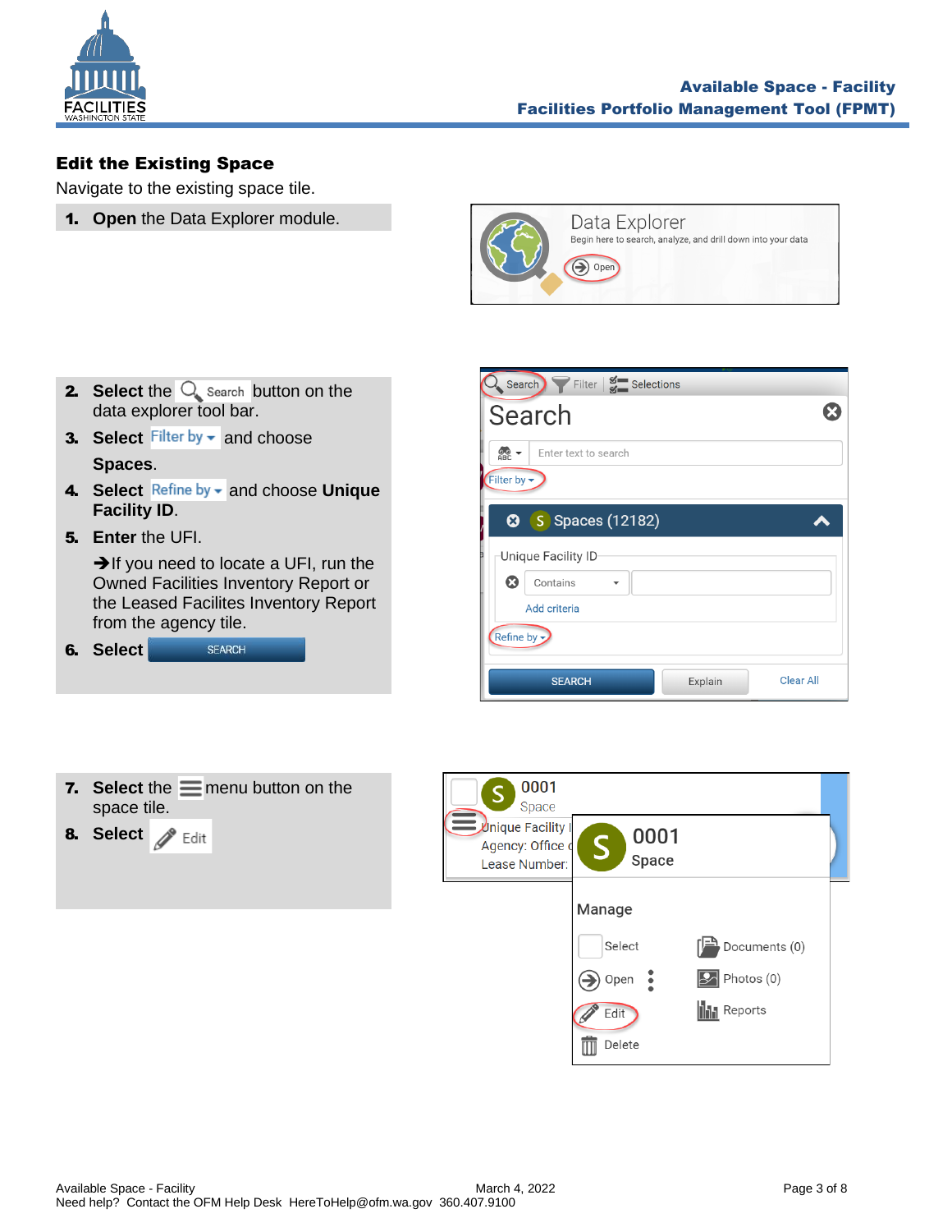## Edit the Existing Space

Navigate to the existing space tile.

1. **Open** the Data Explorer module.
2. **Select** the Search button on the data explorer tool bar.
3. **Select** Filter by and choose **Spaces**.
4. **Select** Refine by and choose **Unique Facility ID**.
5. **Enter** the UFI.

   ➔If you need to locate a UFI, run the Owned Facilities Inventory Report or the Leased Facilites Inventory Report from the agency tile.
6. **Select** SEARCH
7. **Select** the menu button on the space tile.
8. **Select** Edit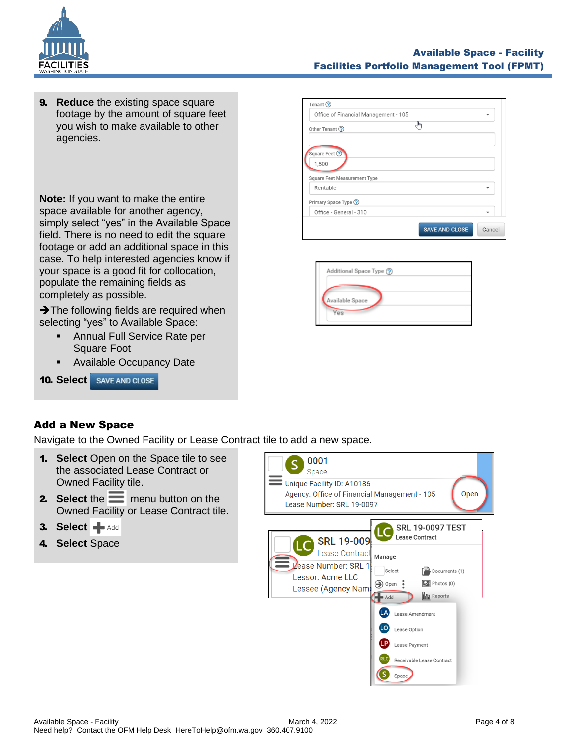9. **Reduce** the existing space square footage by the amount of square feet you wish to make available to other agencies.

**Note:** If you want to make the entire space available for another agency, simply select "yes" in the Available Space field. There is no need to edit the square footage or add an additional space in this case. To help interested agencies know if your space is a good fit for collocation, populate the remaining fields as completely as possible.

➔The following fields are required when selecting "yes" to Available Space:

- Annual Full Service Rate per Square Foot
- Available Occupancy Date

10. **Select** SAVE AND CLOSE

## Add a New Space

Navigate to the Owned Facility or Lease Contract tile to add a new space.

1. **Select** Open on the Space tile to see the associated Lease Contract or Owned Facility tile.
2. **Select** the menu button on the Owned Facility or Lease Contract tile.
3. **Select** Add
4. **Select** Space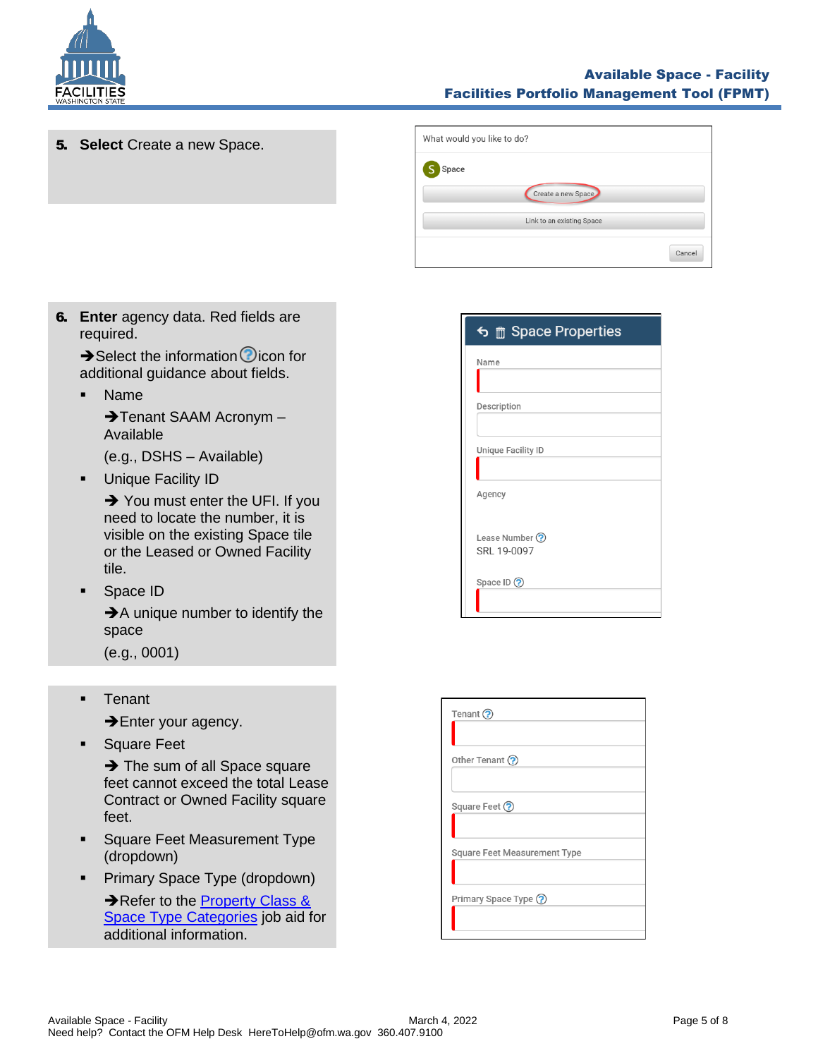**5. Select** Create a new Space.

**6. Enter** agency data. Red fields are required.

➔Select the information ? icon for additional guidance about fields.

- Name

  ➔Tenant SAAM Acronym – Available

  (e.g., DSHS – Available)

- Unique Facility ID

  ➔ You must enter the UFI. If you need to locate the number, it is visible on the existing Space tile or the Leased or Owned Facility tile.

- Space ID

  ➔A unique number to identify the space

  (e.g., 0001)

- Tenant

  ➔Enter your agency.

- Square Feet

  ➔ The sum of all Space square feet cannot exceed the total Lease Contract or Owned Facility square feet.

- Square Feet Measurement Type (dropdown)
- Primary Space Type (dropdown)

  ➔Refer to the Property Class & Space Type Categories job aid for additional information.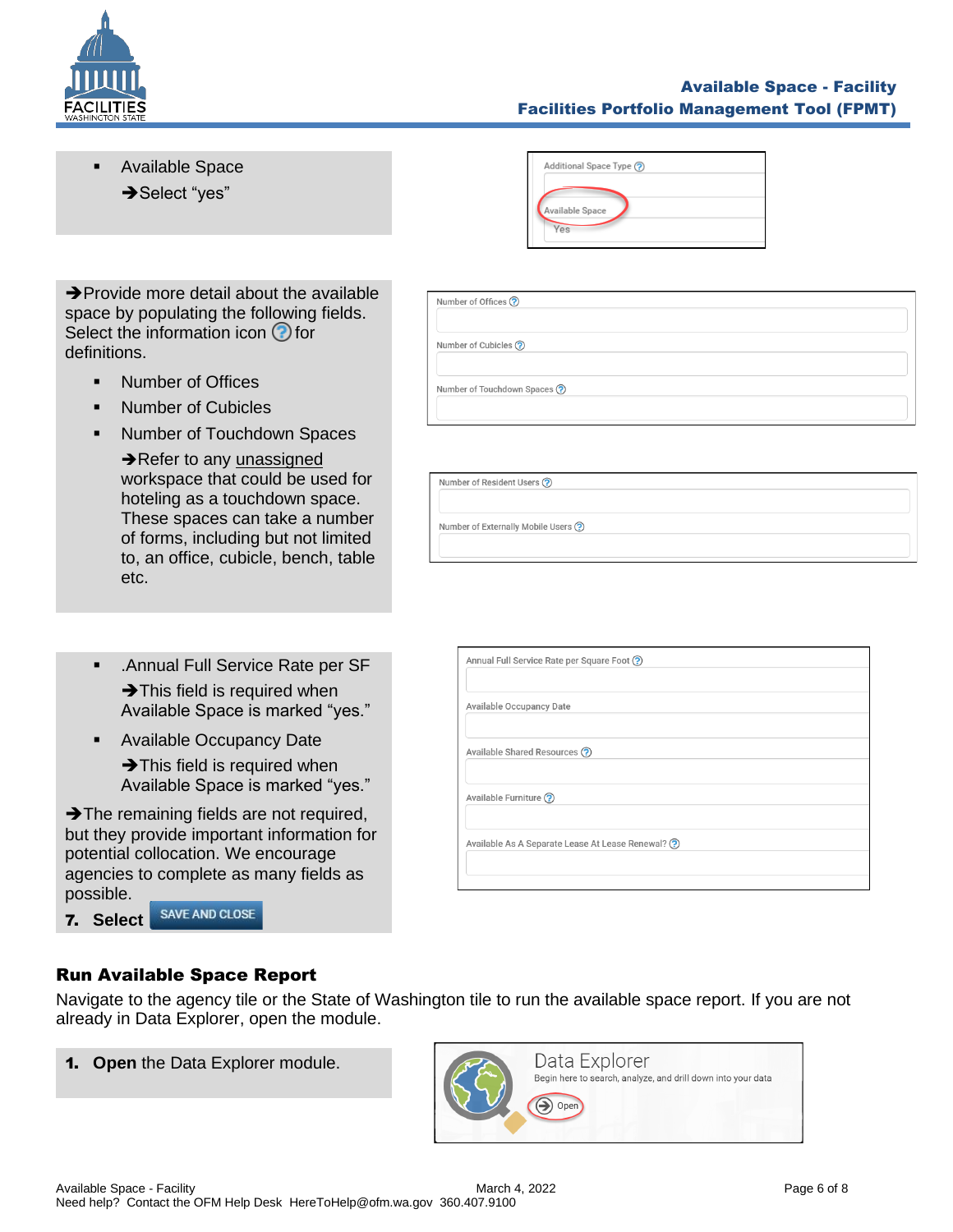- Available Space
  ➔Select "yes"

Additional Space Type

Available Space

Yes

➔Provide more detail about the available space by populating the following fields. Select the information icon for definitions.

- Number of Offices
- Number of Cubicles
- Number of Touchdown Spaces
  ➔Refer to any unassigned workspace that could be used for hoteling as a touchdown space. These spaces can take a number of forms, including but not limited to, an office, cubicle, bench, table etc.

Number of Offices

Number of Cubicles

Number of Touchdown Spaces

Number of Resident Users

Number of Externally Mobile Users

- .Annual Full Service Rate per SF
  ➔This field is required when Available Space is marked "yes."
- Available Occupancy Date
  ➔This field is required when Available Space is marked "yes."

➔The remaining fields are not required, but they provide important information for potential collocation. We encourage agencies to complete as many fields as possible.

**7. Select** SAVE AND CLOSE

Annual Full Service Rate per Square Foot

Available Occupancy Date

Available Shared Resources

Available Furniture

Available As A Separate Lease At Lease Renewal?

## Run Available Space Report

Navigate to the agency tile or the State of Washington tile to run the available space report. If you are not already in Data Explorer, open the module.

**1. Open** the Data Explorer module.

Data Explorer

Begin here to search, analyze, and drill down into your data

Open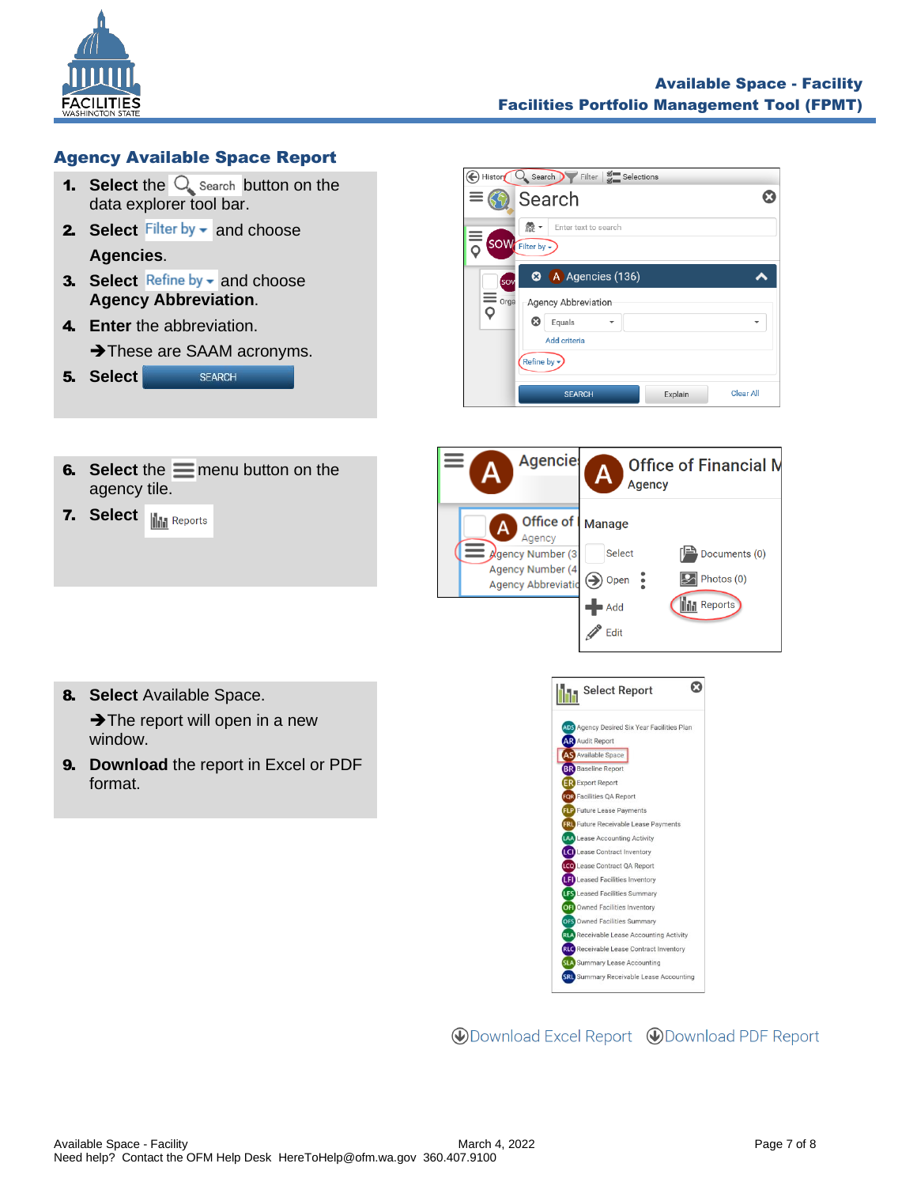## Agency Available Space Report

1. **Select** the Search button on the data explorer tool bar.
2. **Select** Filter by and choose **Agencies**.
3. **Select** Refine by and choose **Agency Abbreviation**.
4. **Enter** the abbreviation.
   ➔These are SAAM acronyms.
5. **Select** SEARCH

6. **Select** the menu button on the agency tile.
7. **Select** Reports

8. **Select** Available Space.
   ➔The report will open in a new window.
9. **Download** the report in Excel or PDF format.

Download Excel Report   Download PDF Report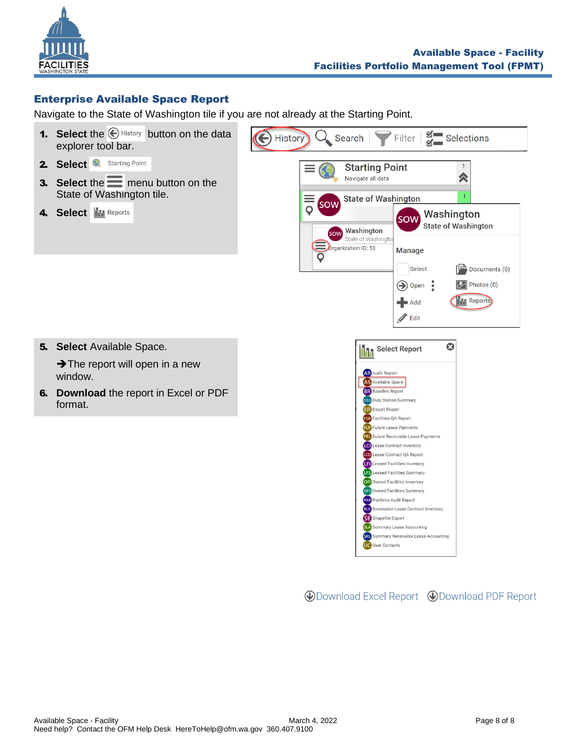## Enterprise Available Space Report

Navigate to the State of Washington tile if you are not already at the Starting Point.

1. **Select** the History button on the data explorer tool bar.
2. **Select** Starting Point
3. **Select** the menu button on the State of Washington tile.
4. **Select** Reports

5. **Select** Available Space.

   ➔The report will open in a new window.

6. **Download** the report in Excel or PDF format.